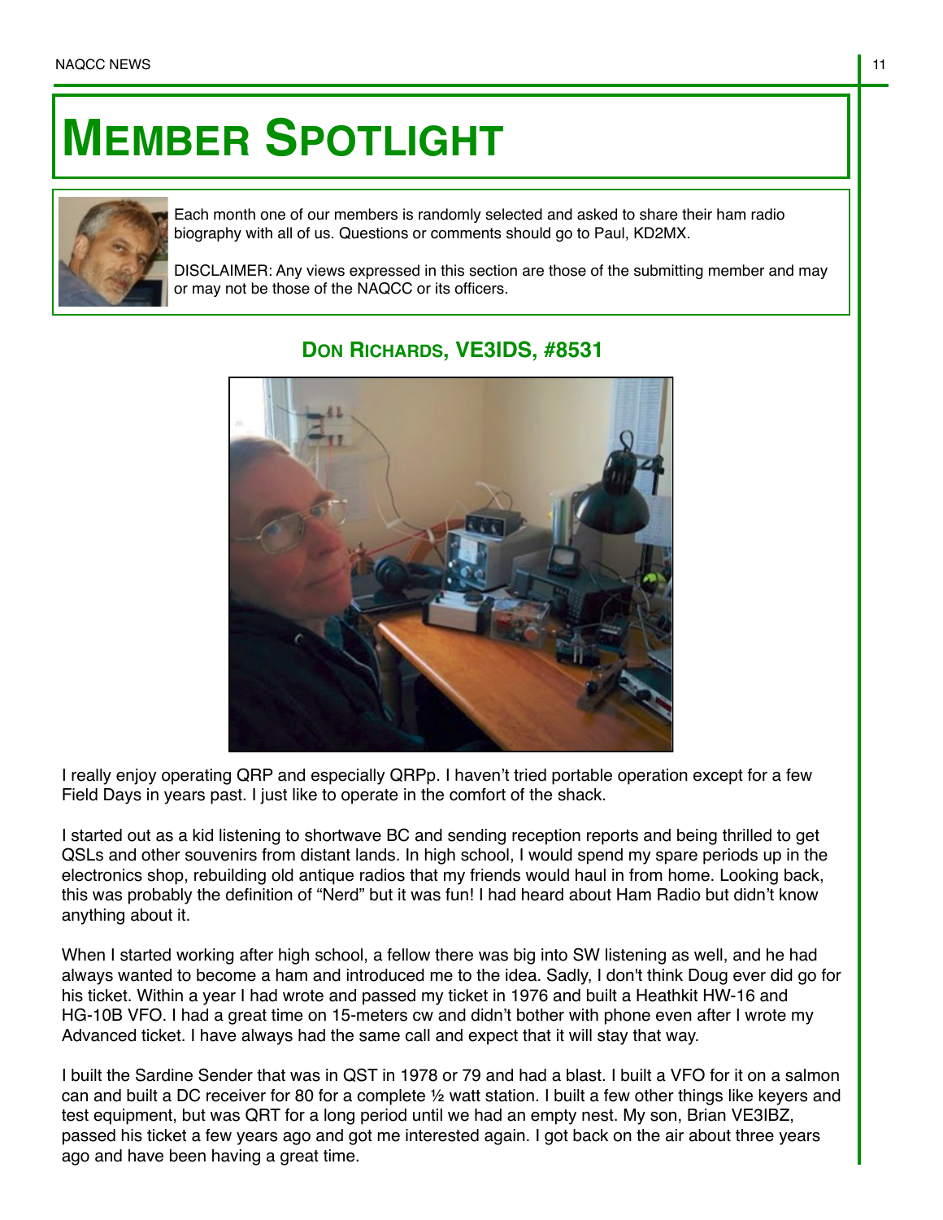# Member Spotlight

Each month one of our members is randomly selected and asked to share their ham radio biography with all of us. Questions or comments should go to Paul, KD2MX.

DISCLAIMER: Any views expressed in this section are those of the submitting member and may or may not be those of the NAQCC or its officers.

## Don Richards, VE3IDS, #8531

I really enjoy operating QRP and especially QRPp. I haven't tried portable operation except for a few Field Days in years past. I just like to operate in the comfort of the shack.

I started out as a kid listening to shortwave BC and sending reception reports and being thrilled to get QSLs and other souvenirs from distant lands. In high school, I would spend my spare periods up in the electronics shop, rebuilding old antique radios that my friends would haul in from home. Looking back, this was probably the definition of "Nerd" but it was fun! I had heard about Ham Radio but didn't know anything about it.

When I started working after high school, a fellow there was big into SW listening as well, and he had always wanted to become a ham and introduced me to the idea. Sadly, I don't think Doug ever did go for his ticket. Within a year I had wrote and passed my ticket in 1976 and built a Heathkit HW-16 and HG-10B VFO. I had a great time on 15-meters cw and didn't bother with phone even after I wrote my Advanced ticket. I have always had the same call and expect that it will stay that way.

I built the Sardine Sender that was in QST in 1978 or 79 and had a blast. I built a VFO for it on a salmon can and built a DC receiver for 80 for a complete ½ watt station. I built a few other things like keyers and test equipment, but was QRT for a long period until we had an empty nest. My son, Brian VE3IBZ, passed his ticket a few years ago and got me interested again. I got back on the air about three years ago and have been having a great time.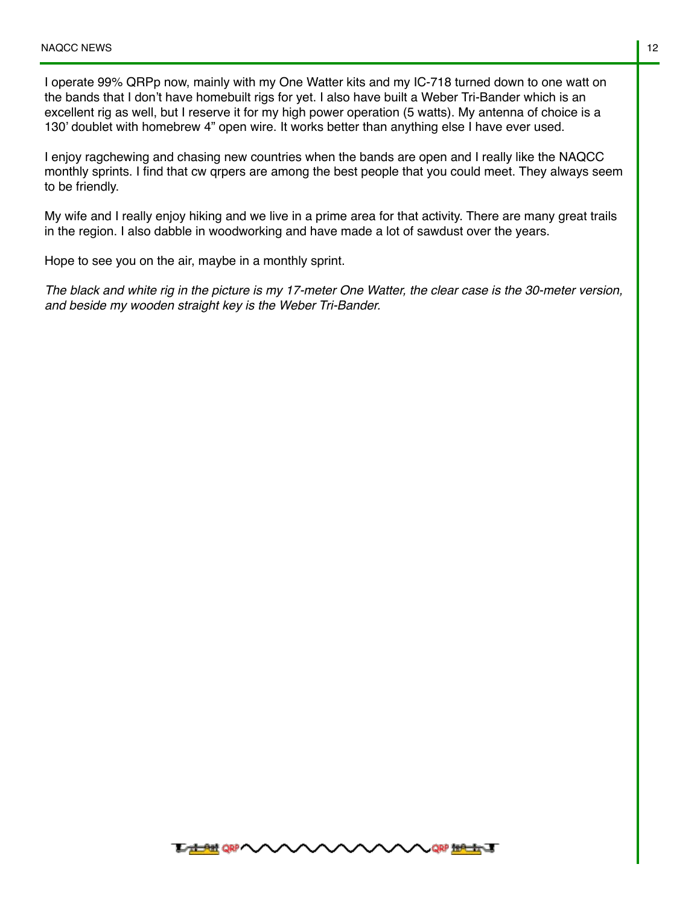I operate 99% QRPp now, mainly with my One Watter kits and my IC-718 turned down to one watt on the bands that I don't have homebuilt rigs for yet. I also have built a Weber Tri-Bander which is an excellent rig as well, but I reserve it for my high power operation (5 watts). My antenna of choice is a 130' doublet with homebrew 4" open wire. It works better than anything else I have ever used.

I enjoy ragchewing and chasing new countries when the bands are open and I really like the NAQCC monthly sprints. I find that cw qrpers are among the best people that you could meet. They always seem to be friendly.

My wife and I really enjoy hiking and we live in a prime area for that activity. There are many great trails in the region. I also dabble in woodworking and have made a lot of sawdust over the years.

Hope to see you on the air, maybe in a monthly sprint.

*The black and white rig in the picture is my 17-meter One Watter, the clear case is the 30-meter version, and beside my wooden straight key is the Weber Tri-Bander.*